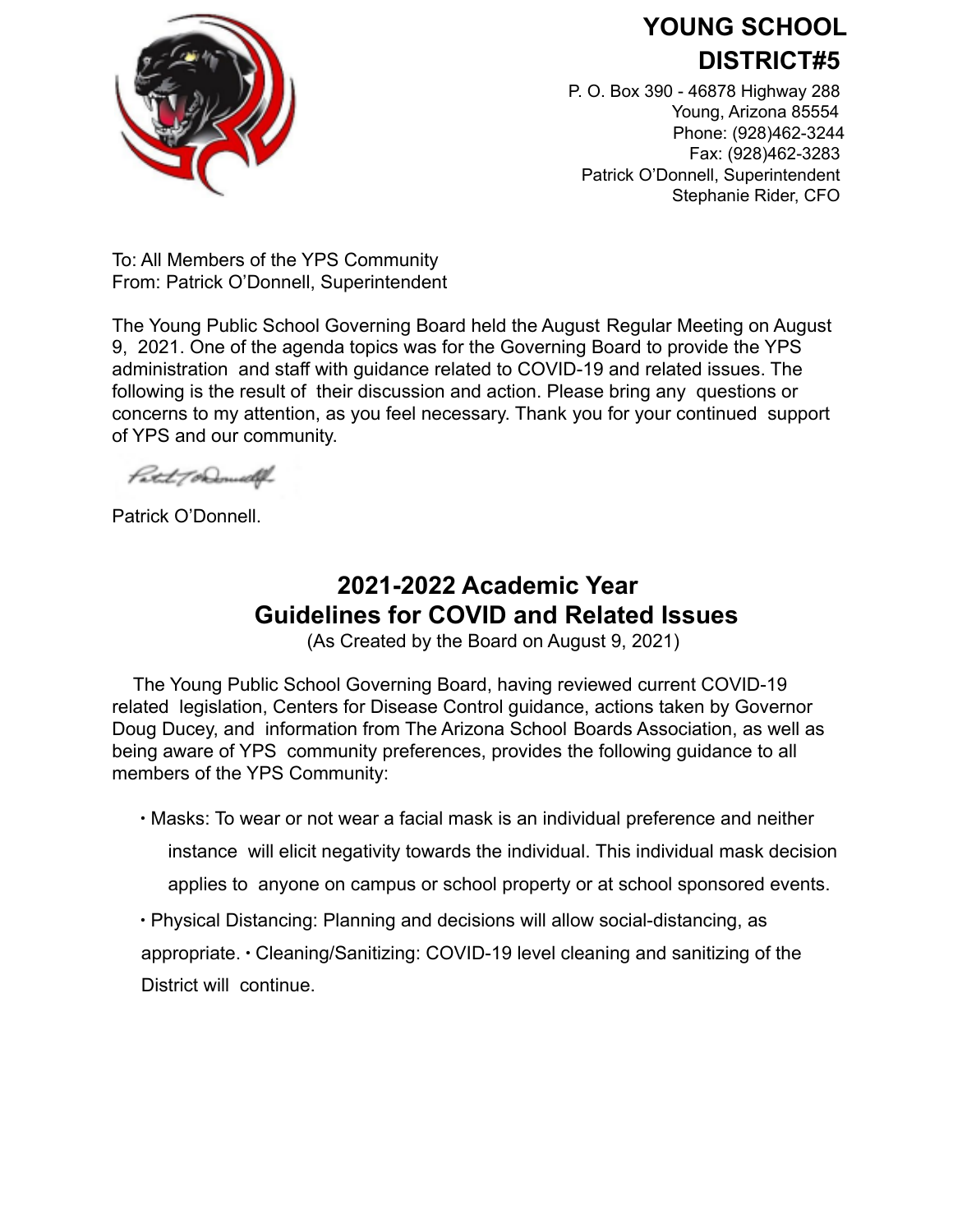# YOUNG SCHOOL DISTRICT#5

P. O. Box 390 - 46878 Highway 288
Young, Arizona 85554
Phone: (928)462-3244
Fax: (928)462-3283
Patrick O'Donnell, Superintendent
Stephanie Rider, CFO

To: All Members of the YPS Community
From: Patrick O'Donnell, Superintendent

The Young Public School Governing Board held the August Regular Meeting on August 9, 2021. One of the agenda topics was for the Governing Board to provide the YPS administration and staff with guidance related to COVID-19 and related issues. The following is the result of their discussion and action. Please bring any questions or concerns to my attention, as you feel necessary. Thank you for your continued support of YPS and our community.

Patrick O'Donnell.

## 2021-2022 Academic Year
## Guidelines for COVID and Related Issues

(As Created by the Board on August 9, 2021)

The Young Public School Governing Board, having reviewed current COVID-19 related legislation, Centers for Disease Control guidance, actions taken by Governor Doug Ducey, and information from The Arizona School Boards Association, as well as being aware of YPS community preferences, provides the following guidance to all members of the YPS Community:

- Masks: To wear or not wear a facial mask is an individual preference and neither instance will elicit negativity towards the individual. This individual mask decision applies to anyone on campus or school property or at school sponsored events.
- Physical Distancing: Planning and decisions will allow social-distancing, as appropriate.
- Cleaning/Sanitizing: COVID-19 level cleaning and sanitizing of the District will continue.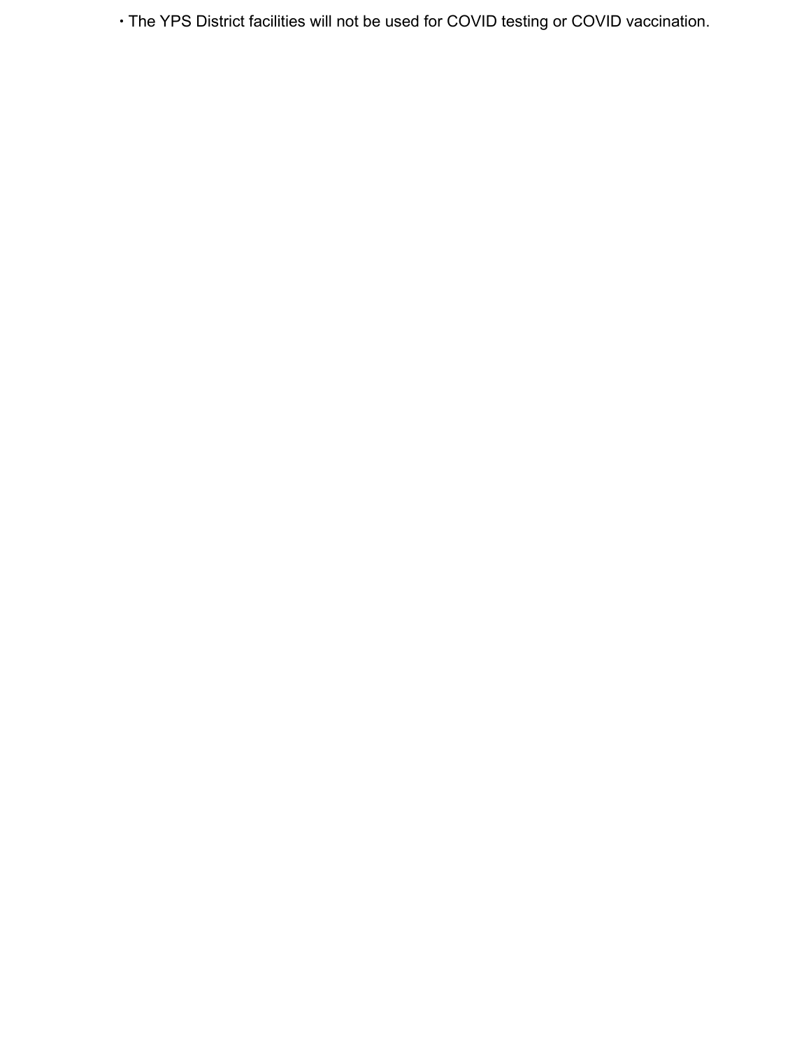- The YPS District facilities will not be used for COVID testing or COVID vaccination.